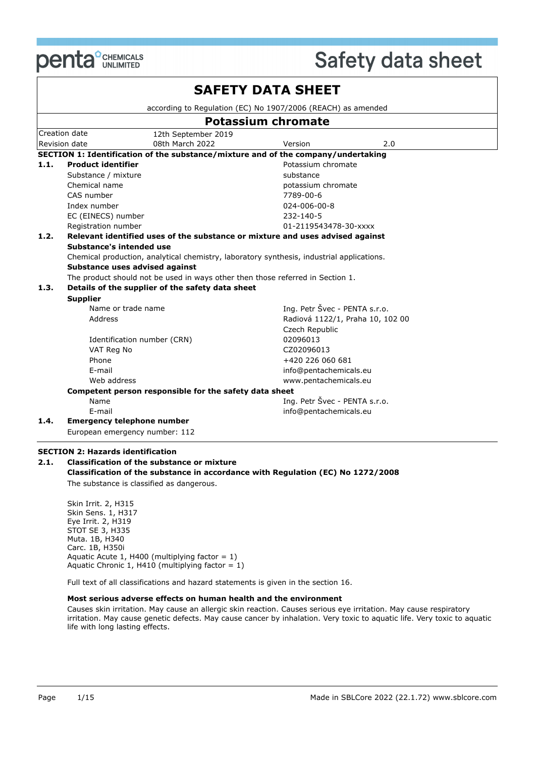# SAFETY DATA SHEET

according to Regulation (EC) No 1907/2006 (REACH) as amended

## Potassium chromate

| | | | |
|---|---|---|---|
| Creation date | 12th September 2019 | | |
| Revision date | 08th March 2022 | Version | 2.0 |

### SECTION 1: Identification of the substance/mixture and of the company/undertaking

**1.1. Product identifier**

| | |
|---|---|
| **Product identifier** | Potassium chromate |
| Substance / mixture | substance |
| Chemical name | potassium chromate |
| CAS number | 7789-00-6 |
| Index number | 024-006-00-8 |
| EC (EINECS) number | 232-140-5 |
| Registration number | 01-2119543478-30-xxxx |

**1.2. Relevant identified uses of the substance or mixture and uses advised against**

**Substance's intended use**

Chemical production, analytical chemistry, laboratory synthesis, industrial applications.

**Substance uses advised against**

The product should not be used in ways other then those referred in Section 1.

**1.3. Details of the supplier of the safety data sheet**

**Supplier**

| | |
|---|---|
| Name or trade name | Ing. Petr Švec - PENTA s.r.o. |
| Address | Radiová 1122/1, Praha 10, 102 00 Czech Republic |
| Identification number (CRN) | 02096013 |
| VAT Reg No | CZ02096013 |
| Phone | +420 226 060 681 |
| E-mail | info@pentachemicals.eu |
| Web address | www.pentachemicals.eu |

**Competent person responsible for the safety data sheet**

| | |
|---|---|
| Name | Ing. Petr Švec - PENTA s.r.o. |
| E-mail | info@pentachemicals.eu |

**1.4. Emergency telephone number**

European emergency number: 112

### SECTION 2: Hazards identification

**2.1. Classification of the substance or mixture**

**Classification of the substance in accordance with Regulation (EC) No 1272/2008**

The substance is classified as dangerous.

Skin Irrit. 2, H315
Skin Sens. 1, H317
Eye Irrit. 2, H319
STOT SE 3, H335
Muta. 1B, H340
Carc. 1B, H350i
Aquatic Acute 1, H400 (multiplying factor = 1)
Aquatic Chronic 1, H410 (multiplying factor = 1)

Full text of all classifications and hazard statements is given in the section 16.

**Most serious adverse effects on human health and the environment**

Causes skin irritation. May cause an allergic skin reaction. Causes serious eye irritation. May cause respiratory irritation. May cause genetic defects. May cause cancer by inhalation. Very toxic to aquatic life. Very toxic to aquatic life with long lasting effects.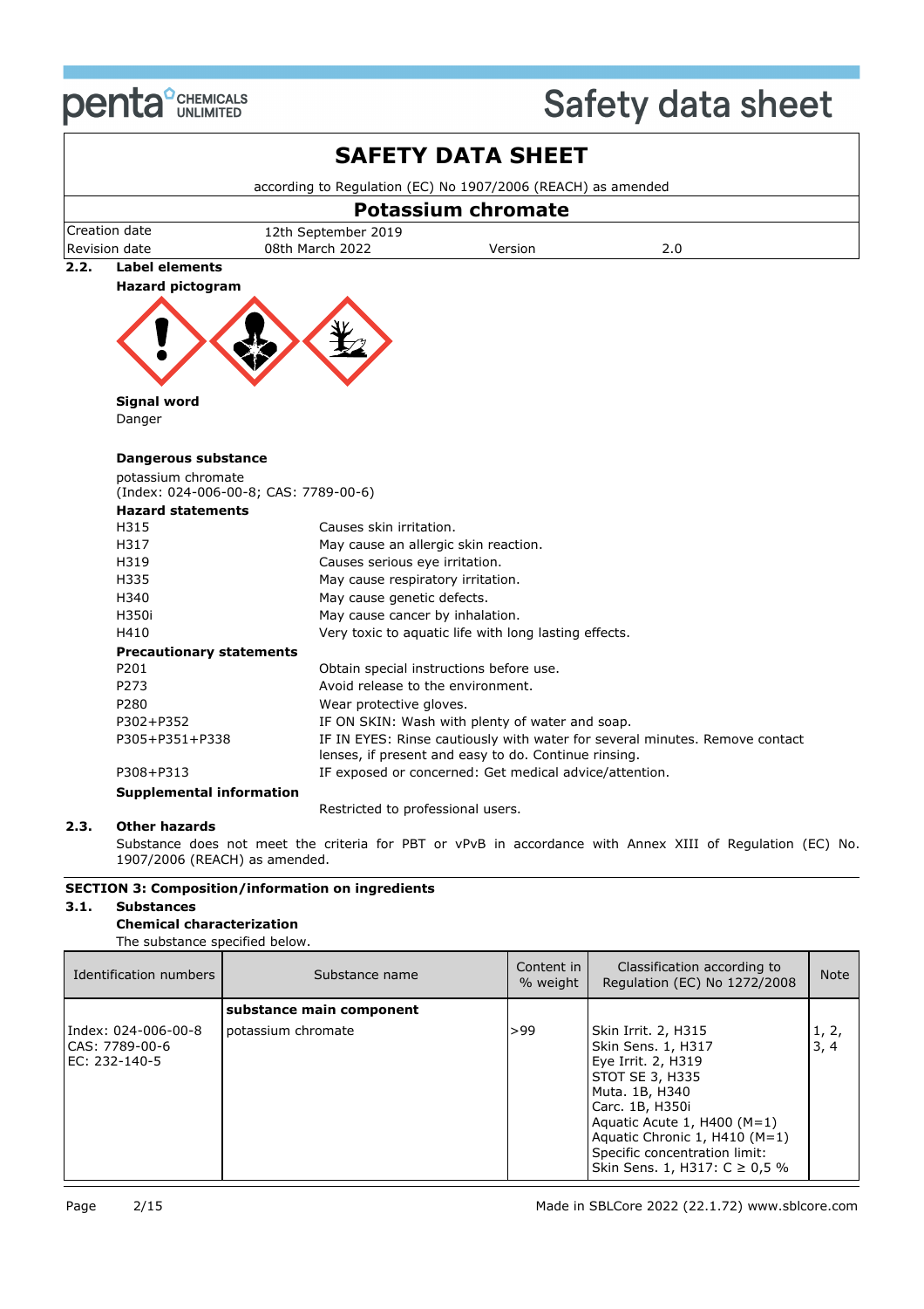# SAFETY DATA SHEET

according to Regulation (EC) No 1907/2006 (REACH) as amended

## Potassium chromate

| Creation date | 12th September 2019 | | |
|---|---|---|---|
| Revision date | 08th March 2022 | Version | 2.0 |

### 2.2. Label elements

**Hazard pictogram**

**Signal word**

Danger

**Dangerous substance**

potassium chromate
(Index: 024-006-00-8; CAS: 7789-00-6)

**Hazard statements**

| | |
|---|---|
| H315 | Causes skin irritation. |
| H317 | May cause an allergic skin reaction. |
| H319 | Causes serious eye irritation. |
| H335 | May cause respiratory irritation. |
| H340 | May cause genetic defects. |
| H350i | May cause cancer by inhalation. |
| H410 | Very toxic to aquatic life with long lasting effects. |

**Precautionary statements**

| | |
|---|---|
| P201 | Obtain special instructions before use. |
| P273 | Avoid release to the environment. |
| P280 | Wear protective gloves. |
| P302+P352 | IF ON SKIN: Wash with plenty of water and soap. |
| P305+P351+P338 | IF IN EYES: Rinse cautiously with water for several minutes. Remove contact lenses, if present and easy to do. Continue rinsing. |
| P308+P313 | IF exposed or concerned: Get medical advice/attention. |

**Supplemental information**

Restricted to professional users.

### 2.3. Other hazards

Substance does not meet the criteria for PBT or vPvB in accordance with Annex XIII of Regulation (EC) No. 1907/2006 (REACH) as amended.

## SECTION 3: Composition/information on ingredients

### 3.1. Substances

**Chemical characterization**

The substance specified below.

| Identification numbers | Substance name | Content in % weight | Classification according to Regulation (EC) No 1272/2008 | Note |
|---|---|---|---|---|
| | **substance main component** | | | |
| Index: 024-006-00-8<br>CAS: 7789-00-6<br>EC: 232-140-5 | potassium chromate | >99 | Skin Irrit. 2, H315<br>Skin Sens. 1, H317<br>Eye Irrit. 2, H319<br>STOT SE 3, H335<br>Muta. 1B, H340<br>Carc. 1B, H350i<br>Aquatic Acute 1, H400 (M=1)<br>Aquatic Chronic 1, H410 (M=1)<br>Specific concentration limit:<br>Skin Sens. 1, H317: C ≥ 0,5 % | 1, 2, 3, 4 |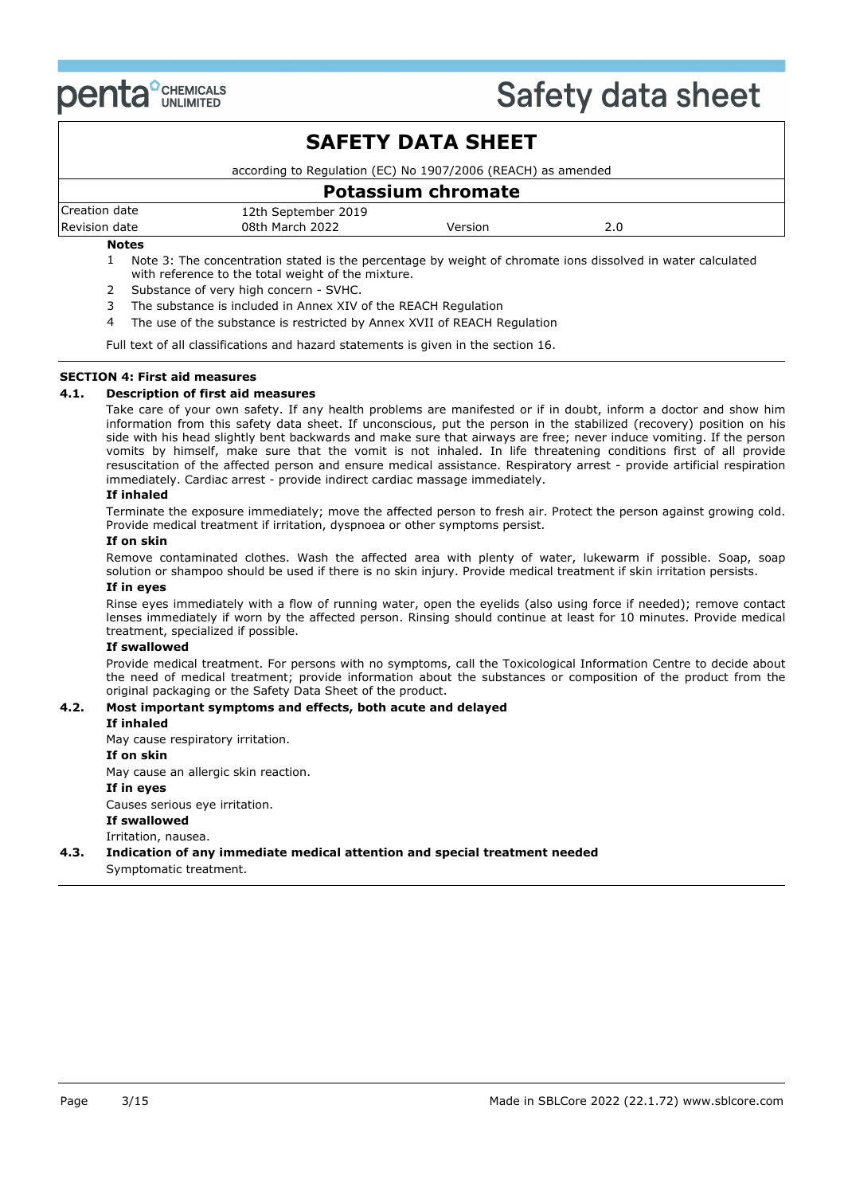# SAFETY DATA SHEET

according to Regulation (EC) No 1907/2006 (REACH) as amended

## Potassium chromate

| Creation date | 12th September 2019 | | |
|---|---|---|---|
| Revision date | 08th March 2022 | Version | 2.0 |

**Notes**

1. Note 3: The concentration stated is the percentage by weight of chromate ions dissolved in water calculated with reference to the total weight of the mixture.
2. Substance of very high concern - SVHC.
3. The substance is included in Annex XIV of the REACH Regulation
4. The use of the substance is restricted by Annex XVII of REACH Regulation

Full text of all classifications and hazard statements is given in the section 16.

### SECTION 4: First aid measures

**4.1. Description of first aid measures**

Take care of your own safety. If any health problems are manifested or if in doubt, inform a doctor and show him information from this safety data sheet. If unconscious, put the person in the stabilized (recovery) position on his side with his head slightly bent backwards and make sure that airways are free; never induce vomiting. If the person vomits by himself, make sure that the vomit is not inhaled. In life threatening conditions first of all provide resuscitation of the affected person and ensure medical assistance. Respiratory arrest - provide artificial respiration immediately. Cardiac arrest - provide indirect cardiac massage immediately.

**If inhaled**

Terminate the exposure immediately; move the affected person to fresh air. Protect the person against growing cold. Provide medical treatment if irritation, dyspnoea or other symptoms persist.

**If on skin**

Remove contaminated clothes. Wash the affected area with plenty of water, lukewarm if possible. Soap, soap solution or shampoo should be used if there is no skin injury. Provide medical treatment if skin irritation persists.

**If in eyes**

Rinse eyes immediately with a flow of running water, open the eyelids (also using force if needed); remove contact lenses immediately if worn by the affected person. Rinsing should continue at least for 10 minutes. Provide medical treatment, specialized if possible.

**If swallowed**

Provide medical treatment. For persons with no symptoms, call the Toxicological Information Centre to decide about the need of medical treatment; provide information about the substances or composition of the product from the original packaging or the Safety Data Sheet of the product.

**4.2. Most important symptoms and effects, both acute and delayed**

**If inhaled**

May cause respiratory irritation.

**If on skin**

May cause an allergic skin reaction.

**If in eyes**

Causes serious eye irritation.

**If swallowed**

Irritation, nausea.

**4.3. Indication of any immediate medical attention and special treatment needed**

Symptomatic treatment.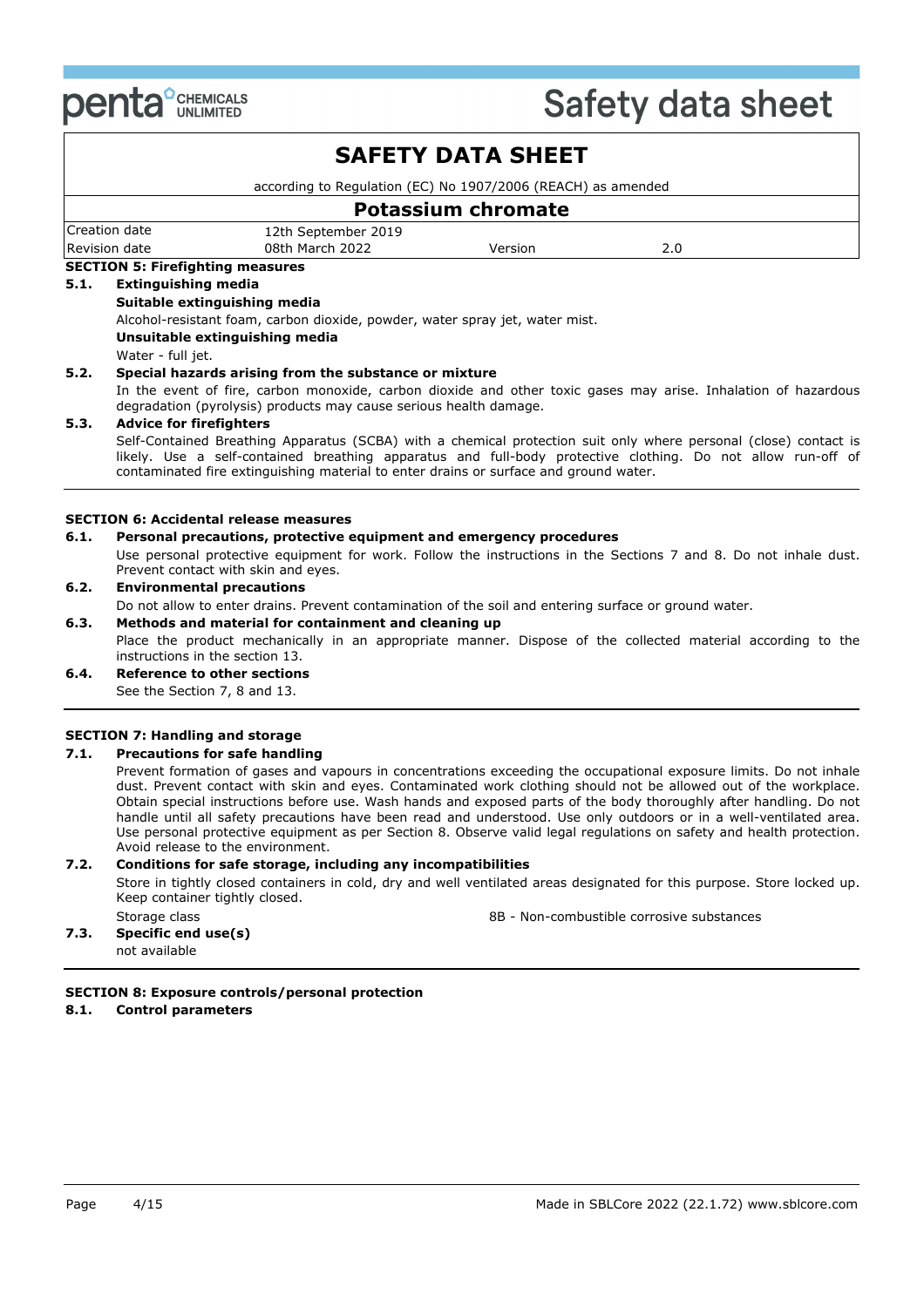## SECTION 5: Firefighting measures

### 5.1. Extinguishing media

**Suitable extinguishing media**

Alcohol-resistant foam, carbon dioxide, powder, water spray jet, water mist.

**Unsuitable extinguishing media**

Water - full jet.

### 5.2. Special hazards arising from the substance or mixture

In the event of fire, carbon monoxide, carbon dioxide and other toxic gases may arise. Inhalation of hazardous degradation (pyrolysis) products may cause serious health damage.

### 5.3. Advice for firefighters

Self-Contained Breathing Apparatus (SCBA) with a chemical protection suit only where personal (close) contact is likely. Use a self-contained breathing apparatus and full-body protective clothing. Do not allow run-off of contaminated fire extinguishing material to enter drains or surface and ground water.

## SECTION 6: Accidental release measures

### 6.1. Personal precautions, protective equipment and emergency procedures

Use personal protective equipment for work. Follow the instructions in the Sections 7 and 8. Do not inhale dust. Prevent contact with skin and eyes.

### 6.2. Environmental precautions

Do not allow to enter drains. Prevent contamination of the soil and entering surface or ground water.

### 6.3. Methods and material for containment and cleaning up

Place the product mechanically in an appropriate manner. Dispose of the collected material according to the instructions in the section 13.

### 6.4. Reference to other sections

See the Section 7, 8 and 13.

## SECTION 7: Handling and storage

### 7.1. Precautions for safe handling

Prevent formation of gases and vapours in concentrations exceeding the occupational exposure limits. Do not inhale dust. Prevent contact with skin and eyes. Contaminated work clothing should not be allowed out of the workplace. Obtain special instructions before use. Wash hands and exposed parts of the body thoroughly after handling. Do not handle until all safety precautions have been read and understood. Use only outdoors or in a well-ventilated area. Use personal protective equipment as per Section 8. Observe valid legal regulations on safety and health protection. Avoid release to the environment.

### 7.2. Conditions for safe storage, including any incompatibilities

Store in tightly closed containers in cold, dry and well ventilated areas designated for this purpose. Store locked up. Keep container tightly closed.

Storage class: 8B - Non-combustible corrosive substances

### 7.3. Specific end use(s)

not available

## SECTION 8: Exposure controls/personal protection

### 8.1. Control parameters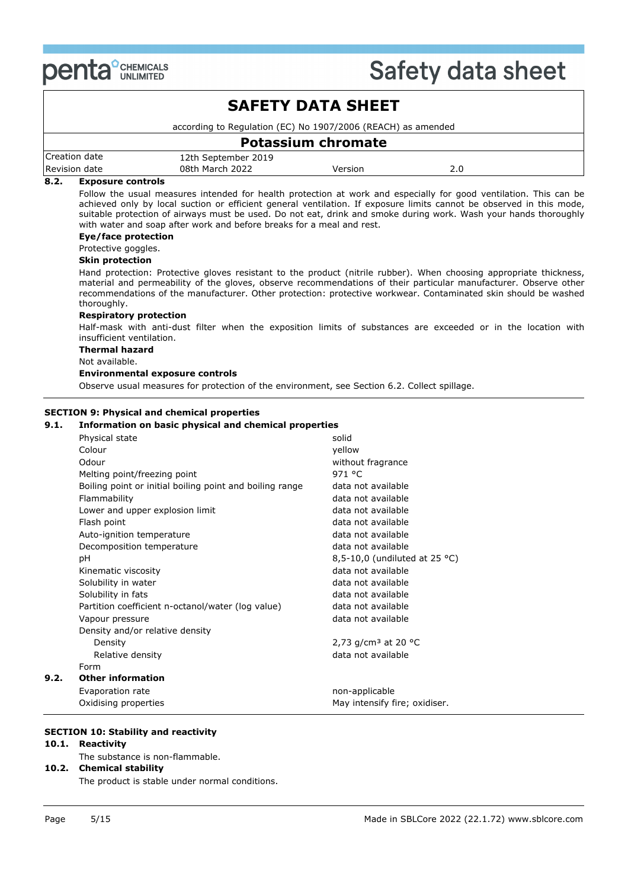# SAFETY DATA SHEET

according to Regulation (EC) No 1907/2006 (REACH) as amended

## Potassium chromate

| Creation date | 12th September 2019 | | |
|---|---|---|---|
| Revision date | 08th March 2022 | Version | 2.0 |

**8.2. Exposure controls**

Follow the usual measures intended for health protection at work and especially for good ventilation. This can be achieved only by local suction or efficient general ventilation. If exposure limits cannot be observed in this mode, suitable protection of airways must be used. Do not eat, drink and smoke during work. Wash your hands thoroughly with water and soap after work and before breaks for a meal and rest.

**Eye/face protection**

Protective goggles.

**Skin protection**

Hand protection: Protective gloves resistant to the product (nitrile rubber). When choosing appropriate thickness, material and permeability of the gloves, observe recommendations of their particular manufacturer. Observe other recommendations of the manufacturer. Other protection: protective workwear. Contaminated skin should be washed thoroughly.

**Respiratory protection**

Half-mask with anti-dust filter when the exposition limits of substances are exceeded or in the location with insufficient ventilation.

**Thermal hazard**

Not available.

**Environmental exposure controls**

Observe usual measures for protection of the environment, see Section 6.2. Collect spillage.

## SECTION 9: Physical and chemical properties

**9.1. Information on basic physical and chemical properties**

| | |
|---|---|
| Physical state | solid |
| Colour | yellow |
| Odour | without fragrance |
| Melting point/freezing point | 971 °C |
| Boiling point or initial boiling point and boiling range | data not available |
| Flammability | data not available |
| Lower and upper explosion limit | data not available |
| Flash point | data not available |
| Auto-ignition temperature | data not available |
| Decomposition temperature | data not available |
| pH | 8,5-10,0 (undiluted at 25 °C) |
| Kinematic viscosity | data not available |
| Solubility in water | data not available |
| Solubility in fats | data not available |
| Partition coefficient n-octanol/water (log value) | data not available |
| Vapour pressure | data not available |
| Density and/or relative density | |
| Density | 2,73 g/cm³ at 20 °C |
| Relative density | data not available |
| Form | |

**9.2. Other information**

| | |
|---|---|
| Evaporation rate | non-applicable |
| Oxidising properties | May intensify fire; oxidiser. |

## SECTION 10: Stability and reactivity

**10.1. Reactivity**

The substance is non-flammable.

**10.2. Chemical stability**

The product is stable under normal conditions.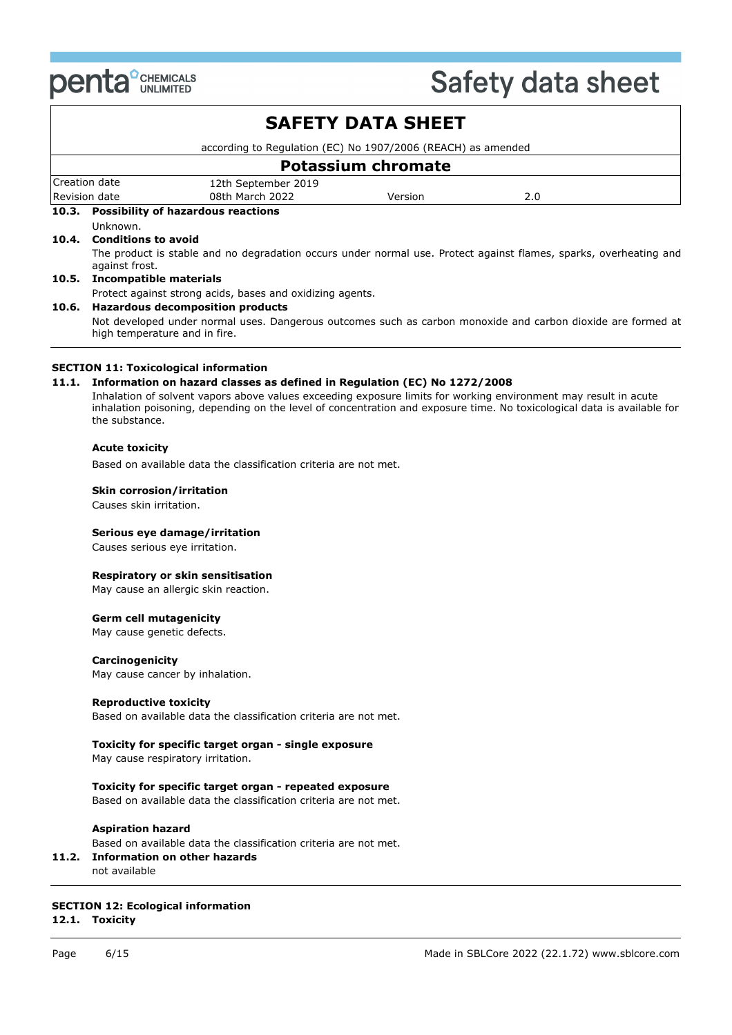**10.3. Possibility of hazardous reactions**

Unknown.

**10.4. Conditions to avoid**

The product is stable and no degradation occurs under normal use. Protect against flames, sparks, overheating and against frost.

**10.5. Incompatible materials**

Protect against strong acids, bases and oxidizing agents.

**10.6. Hazardous decomposition products**

Not developed under normal uses. Dangerous outcomes such as carbon monoxide and carbon dioxide are formed at high temperature and in fire.

## SECTION 11: Toxicological information

**11.1. Information on hazard classes as defined in Regulation (EC) No 1272/2008**

Inhalation of solvent vapors above values exceeding exposure limits for working environment may result in acute inhalation poisoning, depending on the level of concentration and exposure time. No toxicological data is available for the substance.

**Acute toxicity**

Based on available data the classification criteria are not met.

**Skin corrosion/irritation**

Causes skin irritation.

**Serious eye damage/irritation**

Causes serious eye irritation.

**Respiratory or skin sensitisation**

May cause an allergic skin reaction.

**Germ cell mutagenicity**

May cause genetic defects.

**Carcinogenicity**

May cause cancer by inhalation.

**Reproductive toxicity**

Based on available data the classification criteria are not met.

**Toxicity for specific target organ - single exposure**

May cause respiratory irritation.

**Toxicity for specific target organ - repeated exposure**

Based on available data the classification criteria are not met.

**Aspiration hazard**

Based on available data the classification criteria are not met.

**11.2. Information on other hazards**

not available

## SECTION 12: Ecological information

**12.1. Toxicity**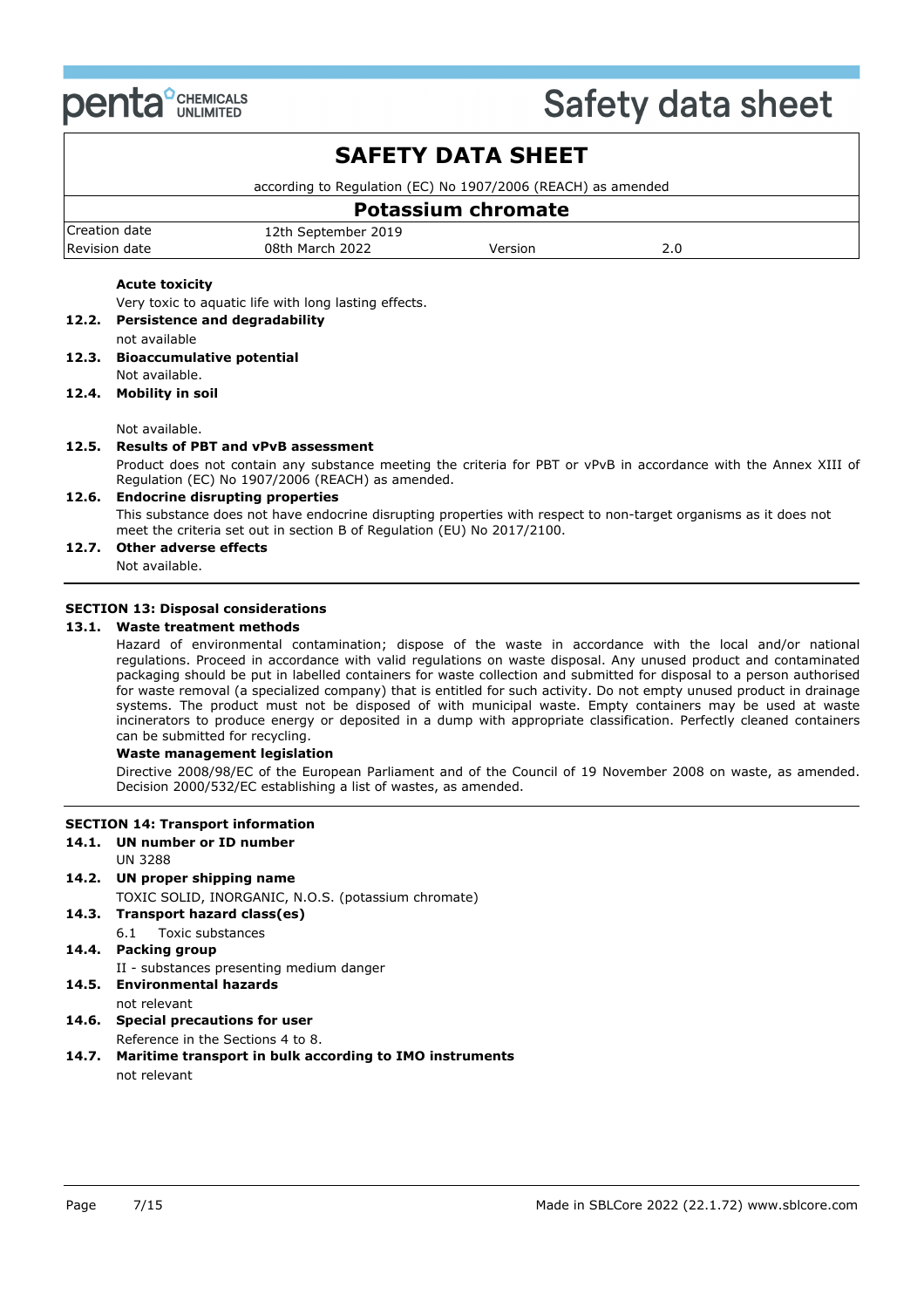**Acute toxicity**

Very toxic to aquatic life with long lasting effects.

**12.2. Persistence and degradability**

not available

**12.3. Bioaccumulative potential**

Not available.

**12.4. Mobility in soil**

Not available.

**12.5. Results of PBT and vPvB assessment**

Product does not contain any substance meeting the criteria for PBT or vPvB in accordance with the Annex XIII of Regulation (EC) No 1907/2006 (REACH) as amended.

**12.6. Endocrine disrupting properties**

This substance does not have endocrine disrupting properties with respect to non-target organisms as it does not meet the criteria set out in section B of Regulation (EU) No 2017/2100.

**12.7. Other adverse effects**

Not available.

---

## SECTION 13: Disposal considerations

**13.1. Waste treatment methods**

Hazard of environmental contamination; dispose of the waste in accordance with the local and/or national regulations. Proceed in accordance with valid regulations on waste disposal. Any unused product and contaminated packaging should be put in labelled containers for waste collection and submitted for disposal to a person authorised for waste removal (a specialized company) that is entitled for such activity. Do not empty unused product in drainage systems. The product must not be disposed of with municipal waste. Empty containers may be used at waste incinerators to produce energy or deposited in a dump with appropriate classification. Perfectly cleaned containers can be submitted for recycling.

**Waste management legislation**

Directive 2008/98/EC of the European Parliament and of the Council of 19 November 2008 on waste, as amended. Decision 2000/532/EC establishing a list of wastes, as amended.

---

## SECTION 14: Transport information

**14.1. UN number or ID number**

UN 3288

**14.2. UN proper shipping name**

TOXIC SOLID, INORGANIC, N.O.S. (potassium chromate)

**14.3. Transport hazard class(es)**

6.1 Toxic substances

**14.4. Packing group**

II - substances presenting medium danger

**14.5. Environmental hazards**

not relevant

**14.6. Special precautions for user**

Reference in the Sections 4 to 8.

**14.7. Maritime transport in bulk according to IMO instruments**

not relevant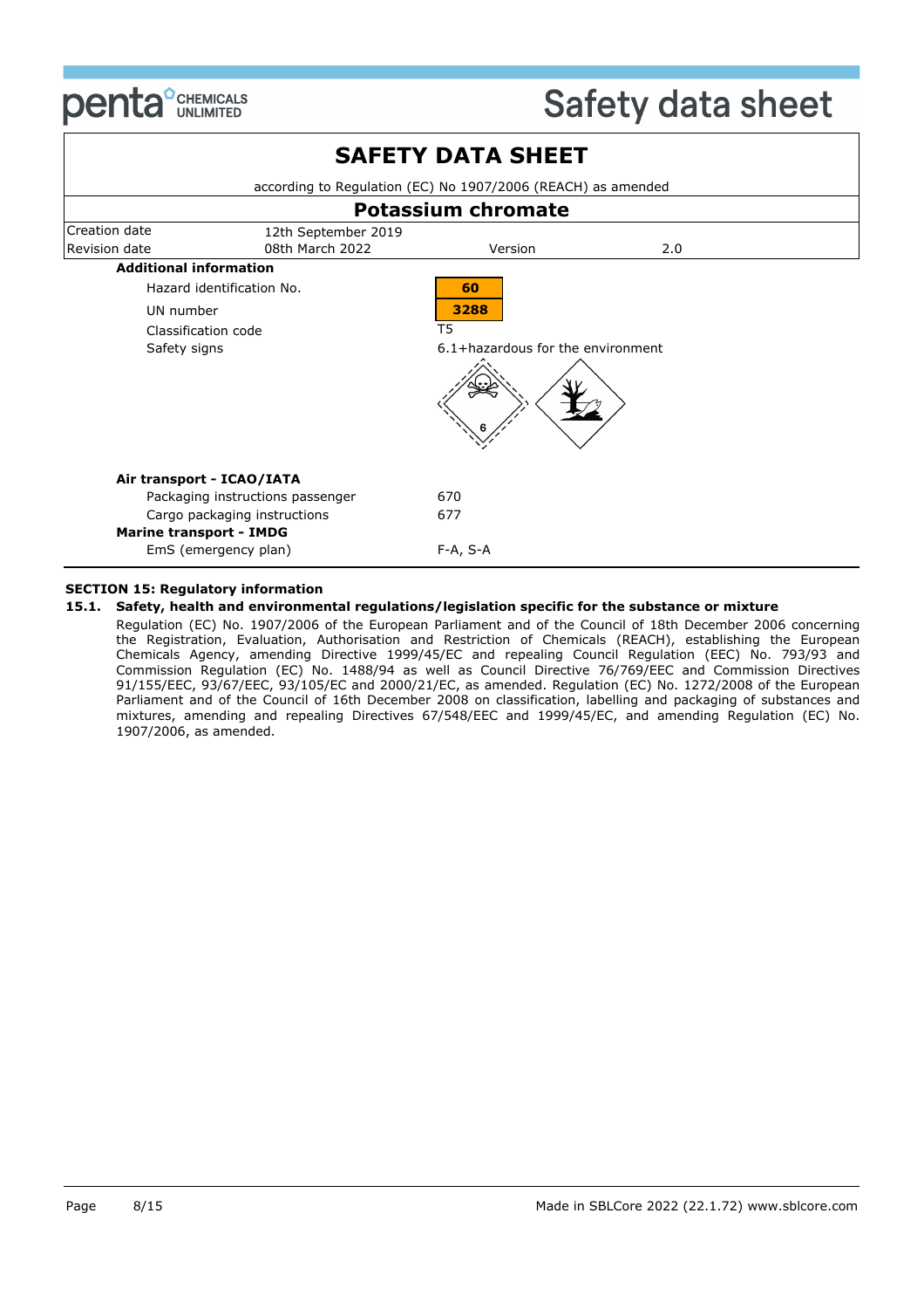# SAFETY DATA SHEET

according to Regulation (EC) No 1907/2006 (REACH) as amended

## Potassium chromate

| Creation date | 12th September 2019 | | |
|---|---|---|---|
| Revision date | 08th March 2022 | Version | 2.0 |

**Additional information**

| | |
|---|---|
| Hazard identification No. | **60** |
| UN number | **3288** |
| Classification code | T5 |
| Safety signs | 6.1+hazardous for the environment |

**Air transport - ICAO/IATA**

| | |
|---|---|
| Packaging instructions passenger | 670 |
| Cargo packaging instructions | 677 |

**Marine transport - IMDG**

| | |
|---|---|
| EmS (emergency plan) | F-A, S-A |

### SECTION 15: Regulatory information

**15.1. Safety, health and environmental regulations/legislation specific for the substance or mixture**

Regulation (EC) No. 1907/2006 of the European Parliament and of the Council of 18th December 2006 concerning the Registration, Evaluation, Authorisation and Restriction of Chemicals (REACH), establishing the European Chemicals Agency, amending Directive 1999/45/EC and repealing Council Regulation (EEC) No. 793/93 and Commission Regulation (EC) No. 1488/94 as well as Council Directive 76/769/EEC and Commission Directives 91/155/EEC, 93/67/EEC, 93/105/EC and 2000/21/EC, as amended. Regulation (EC) No. 1272/2008 of the European Parliament and of the Council of 16th December 2008 on classification, labelling and packaging of substances and mixtures, amending and repealing Directives 67/548/EEC and 1999/45/EC, and amending Regulation (EC) No. 1907/2006, as amended.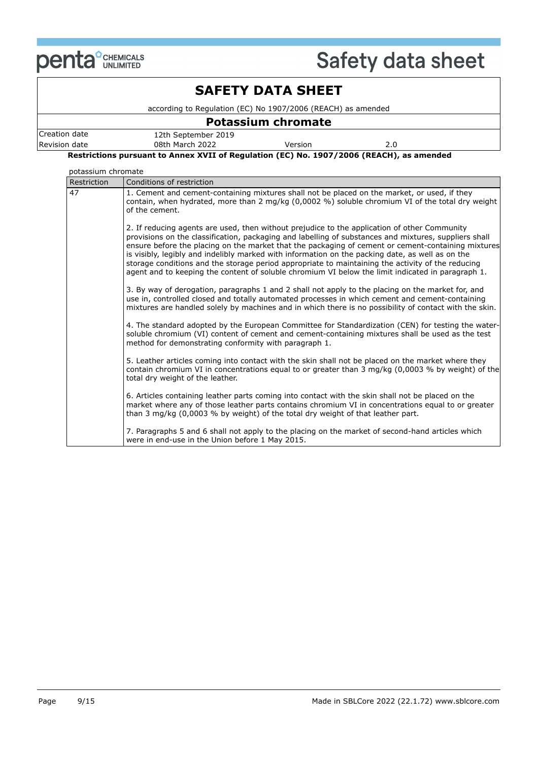## SAFETY DATA SHEET

according to Regulation (EC) No 1907/2006 (REACH) as amended

## Potassium chromate

| | | | |
|---|---|---|---|
| Creation date | 12th September 2019 | | |
| Revision date | 08th March 2022 | Version | 2.0 |

**Restrictions pursuant to Annex XVII of Regulation (EC) No. 1907/2006 (REACH), as amended**

potassium chromate

| Restriction | Conditions of restriction |
|---|---|
| 47 | 1. Cement and cement-containing mixtures shall not be placed on the market, or used, if they contain, when hydrated, more than 2 mg/kg (0,0002 %) soluble chromium VI of the total dry weight of the cement.<br><br>2. If reducing agents are used, then without prejudice to the application of other Community provisions on the classification, packaging and labelling of substances and mixtures, suppliers shall ensure before the placing on the market that the packaging of cement or cement-containing mixtures is visibly, legibly and indelibly marked with information on the packing date, as well as on the storage conditions and the storage period appropriate to maintaining the activity of the reducing agent and to keeping the content of soluble chromium VI below the limit indicated in paragraph 1.<br><br>3. By way of derogation, paragraphs 1 and 2 shall not apply to the placing on the market for, and use in, controlled closed and totally automated processes in which cement and cement-containing mixtures are handled solely by machines and in which there is no possibility of contact with the skin.<br><br>4. The standard adopted by the European Committee for Standardization (CEN) for testing the water-soluble chromium (VI) content of cement and cement-containing mixtures shall be used as the test method for demonstrating conformity with paragraph 1.<br><br>5. Leather articles coming into contact with the skin shall not be placed on the market where they contain chromium VI in concentrations equal to or greater than 3 mg/kg (0,0003 % by weight) of the total dry weight of the leather.<br><br>6. Articles containing leather parts coming into contact with the skin shall not be placed on the market where any of those leather parts contains chromium VI in concentrations equal to or greater than 3 mg/kg (0,0003 % by weight) of the total dry weight of that leather part.<br><br>7. Paragraphs 5 and 6 shall not apply to the placing on the market of second-hand articles which were in end-use in the Union before 1 May 2015. |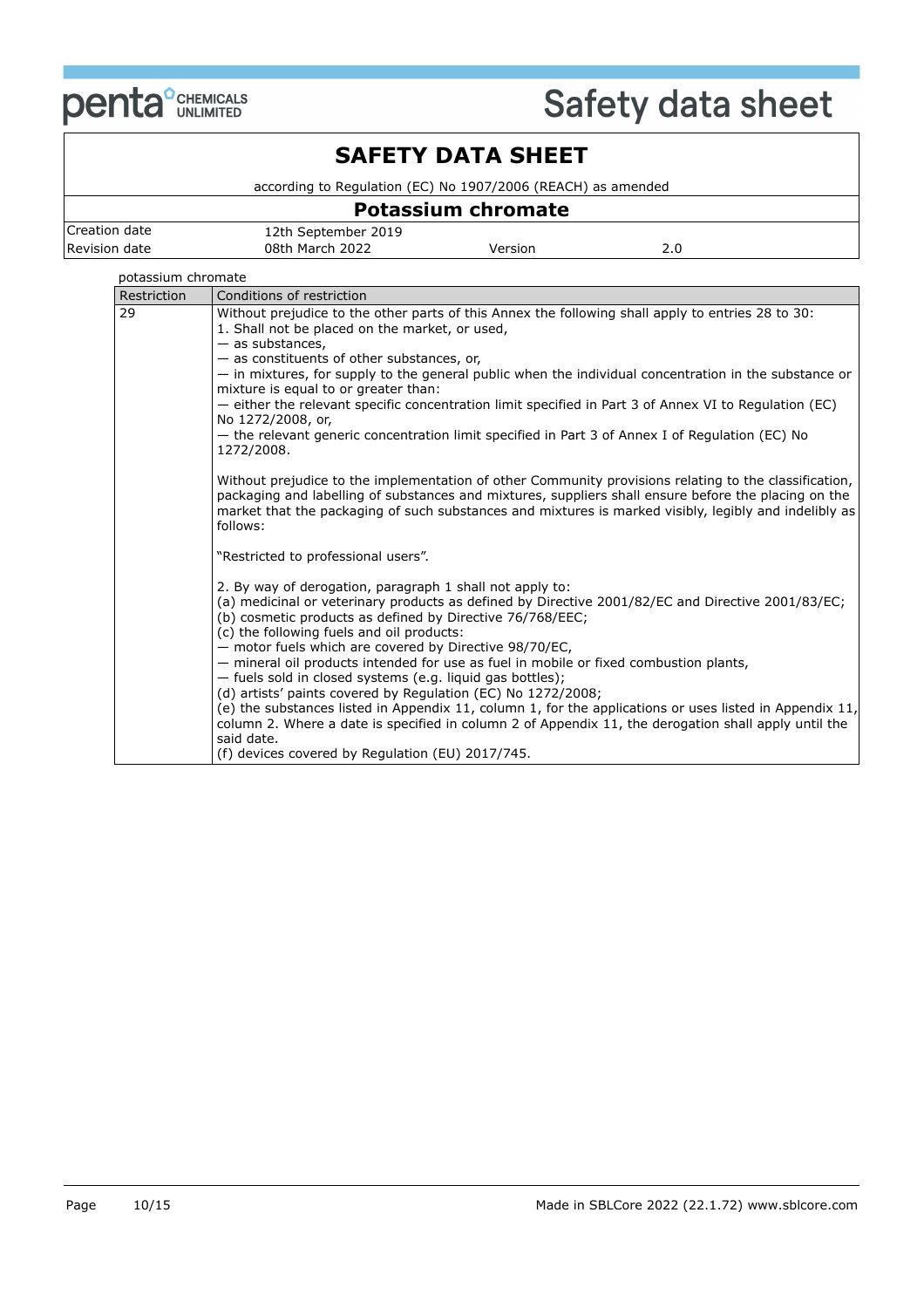potassium chromate

| Restriction | Conditions of restriction |
|---|---|
| 29 | Without prejudice to the other parts of this Annex the following shall apply to entries 28 to 30:<br>1. Shall not be placed on the market, or used,<br>— as substances,<br>— as constituents of other substances, or,<br>— in mixtures, for supply to the general public when the individual concentration in the substance or mixture is equal to or greater than:<br>— either the relevant specific concentration limit specified in Part 3 of Annex VI to Regulation (EC) No 1272/2008, or,<br>— the relevant generic concentration limit specified in Part 3 of Annex I of Regulation (EC) No 1272/2008.<br><br>Without prejudice to the implementation of other Community provisions relating to the classification, packaging and labelling of substances and mixtures, suppliers shall ensure before the placing on the market that the packaging of such substances and mixtures is marked visibly, legibly and indelibly as follows:<br><br>"Restricted to professional users".<br><br>2. By way of derogation, paragraph 1 shall not apply to:<br>(a) medicinal or veterinary products as defined by Directive 2001/82/EC and Directive 2001/83/EC;<br>(b) cosmetic products as defined by Directive 76/768/EEC;<br>(c) the following fuels and oil products:<br>— motor fuels which are covered by Directive 98/70/EC,<br>— mineral oil products intended for use as fuel in mobile or fixed combustion plants,<br>— fuels sold in closed systems (e.g. liquid gas bottles);<br>(d) artists' paints covered by Regulation (EC) No 1272/2008;<br>(e) the substances listed in Appendix 11, column 1, for the applications or uses listed in Appendix 11, column 2. Where a date is specified in column 2 of Appendix 11, the derogation shall apply until the said date.<br>(f) devices covered by Regulation (EU) 2017/745. |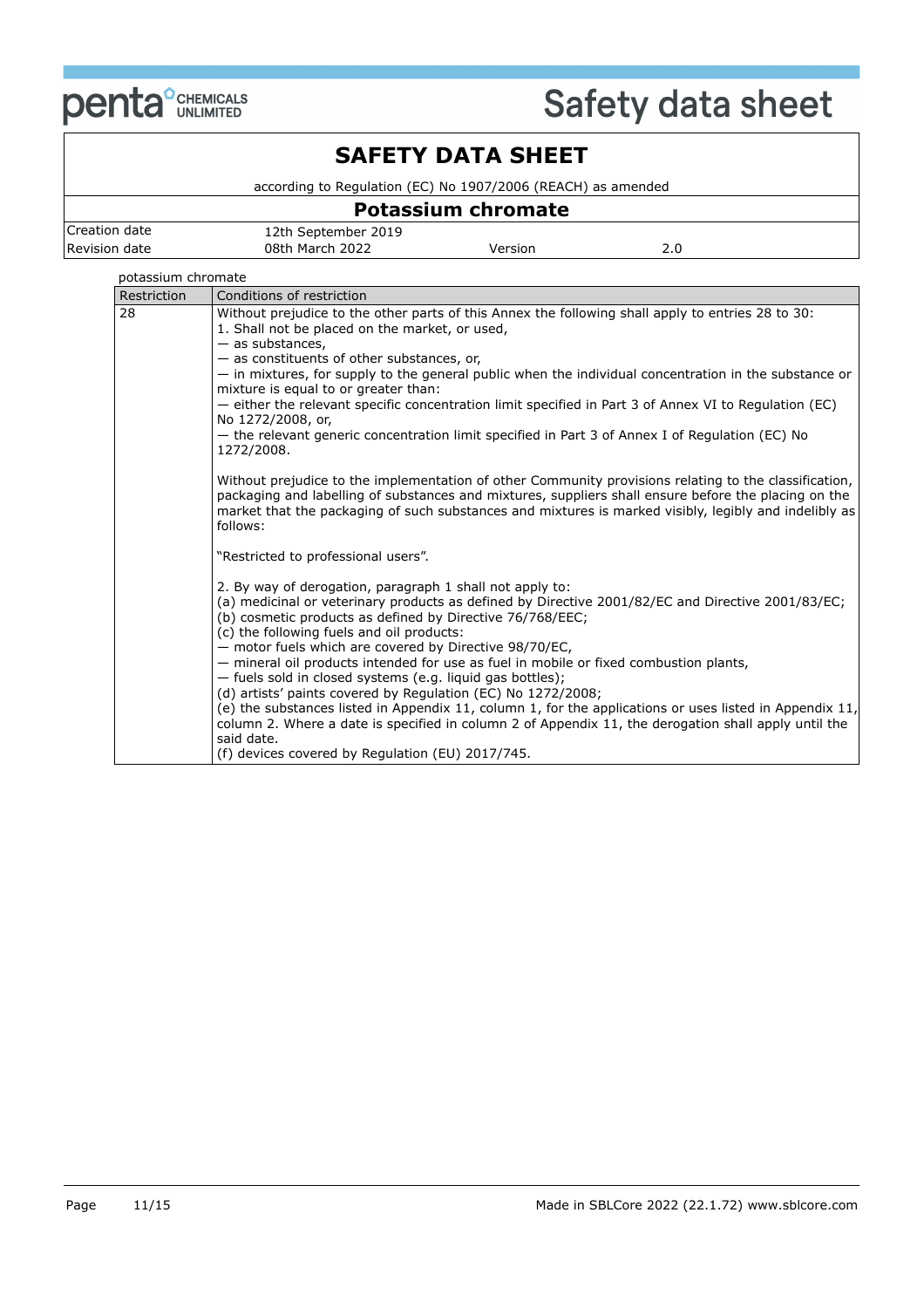potassium chromate

| Restriction | Conditions of restriction |
| --- | --- |
| 28 | Without prejudice to the other parts of this Annex the following shall apply to entries 28 to 30:<br>1. Shall not be placed on the market, or used,<br>— as substances,<br>— as constituents of other substances, or,<br>— in mixtures, for supply to the general public when the individual concentration in the substance or mixture is equal to or greater than:<br>— either the relevant specific concentration limit specified in Part 3 of Annex VI to Regulation (EC) No 1272/2008, or,<br>— the relevant generic concentration limit specified in Part 3 of Annex I of Regulation (EC) No 1272/2008.<br><br>Without prejudice to the implementation of other Community provisions relating to the classification, packaging and labelling of substances and mixtures, suppliers shall ensure before the placing on the market that the packaging of such substances and mixtures is marked visibly, legibly and indelibly as follows:<br><br>"Restricted to professional users".<br><br>2. By way of derogation, paragraph 1 shall not apply to:<br>(a) medicinal or veterinary products as defined by Directive 2001/82/EC and Directive 2001/83/EC;<br>(b) cosmetic products as defined by Directive 76/768/EEC;<br>(c) the following fuels and oil products:<br>— motor fuels which are covered by Directive 98/70/EC,<br>— mineral oil products intended for use as fuel in mobile or fixed combustion plants,<br>— fuels sold in closed systems (e.g. liquid gas bottles);<br>(d) artists' paints covered by Regulation (EC) No 1272/2008;<br>(e) the substances listed in Appendix 11, column 1, for the applications or uses listed in Appendix 11, column 2. Where a date is specified in column 2 of Appendix 11, the derogation shall apply until the said date.<br>(f) devices covered by Regulation (EU) 2017/745. |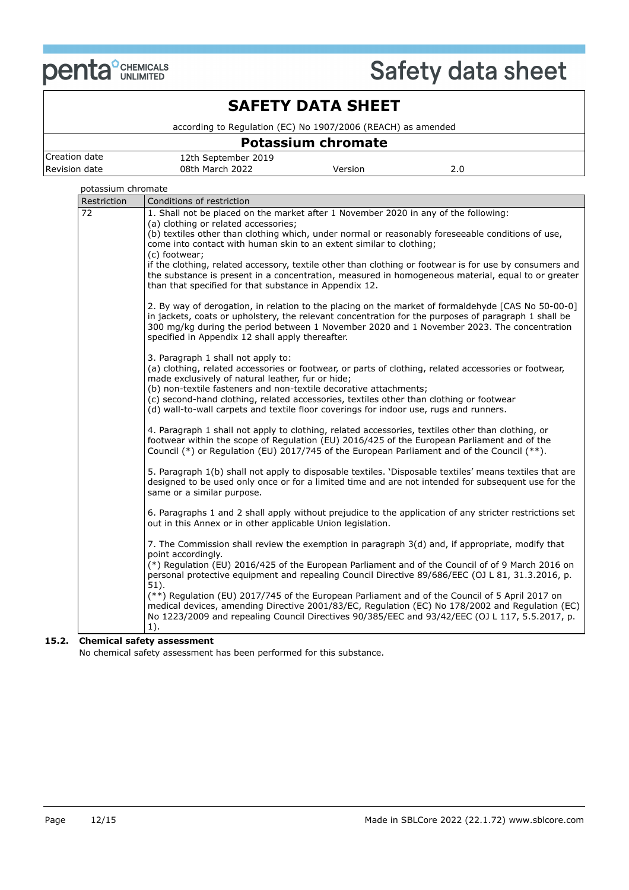potassium chromate

| Restriction | Conditions of restriction |
|---|---|
| 72 | 1. Shall not be placed on the market after 1 November 2020 in any of the following:<br>(a) clothing or related accessories;<br>(b) textiles other than clothing which, under normal or reasonably foreseeable conditions of use, come into contact with human skin to an extent similar to clothing;<br>(c) footwear;<br>if the clothing, related accessory, textile other than clothing or footwear is for use by consumers and the substance is present in a concentration, measured in homogeneous material, equal to or greater than that specified for that substance in Appendix 12.<br><br>2. By way of derogation, in relation to the placing on the market of formaldehyde [CAS No 50-00-0] in jackets, coats or upholstery, the relevant concentration for the purposes of paragraph 1 shall be 300 mg/kg during the period between 1 November 2020 and 1 November 2023. The concentration specified in Appendix 12 shall apply thereafter.<br><br>3. Paragraph 1 shall not apply to:<br>(a) clothing, related accessories or footwear, or parts of clothing, related accessories or footwear, made exclusively of natural leather, fur or hide;<br>(b) non-textile fasteners and non-textile decorative attachments;<br>(c) second-hand clothing, related accessories, textiles other than clothing or footwear<br>(d) wall-to-wall carpets and textile floor coverings for indoor use, rugs and runners.<br><br>4. Paragraph 1 shall not apply to clothing, related accessories, textiles other than clothing, or footwear within the scope of Regulation (EU) 2016/425 of the European Parliament and of the Council (*) or Regulation (EU) 2017/745 of the European Parliament and of the Council (**).<br><br>5. Paragraph 1(b) shall not apply to disposable textiles. 'Disposable textiles' means textiles that are designed to be used only once or for a limited time and are not intended for subsequent use for the same or a similar purpose.<br><br>6. Paragraphs 1 and 2 shall apply without prejudice to the application of any stricter restrictions set out in this Annex or in other applicable Union legislation.<br><br>7. The Commission shall review the exemption in paragraph 3(d) and, if appropriate, modify that point accordingly.<br>(*) Regulation (EU) 2016/425 of the European Parliament and of the Council of of 9 March 2016 on personal protective equipment and repealing Council Directive 89/686/EEC (OJ L 81, 31.3.2016, p. 51).<br>(**) Regulation (EU) 2017/745 of the European Parliament and of the Council of 5 April 2017 on medical devices, amending Directive 2001/83/EC, Regulation (EC) No 178/2002 and Regulation (EC) No 1223/2009 and repealing Council Directives 90/385/EEC and 93/42/EEC (OJ L 117, 5.5.2017, p. 1). |

### 15.2. Chemical safety assessment

No chemical safety assessment has been performed for this substance.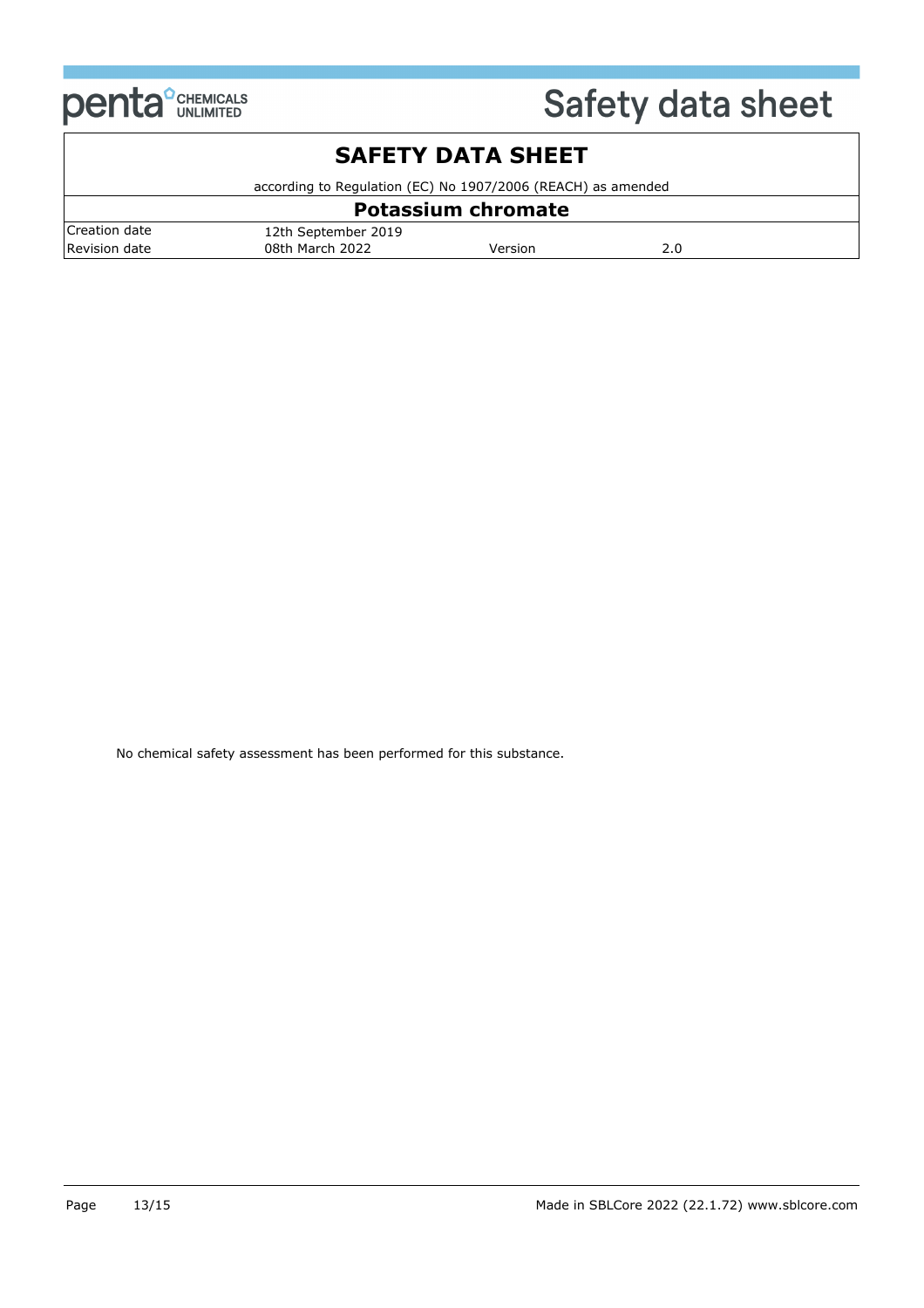No chemical safety assessment has been performed for this substance.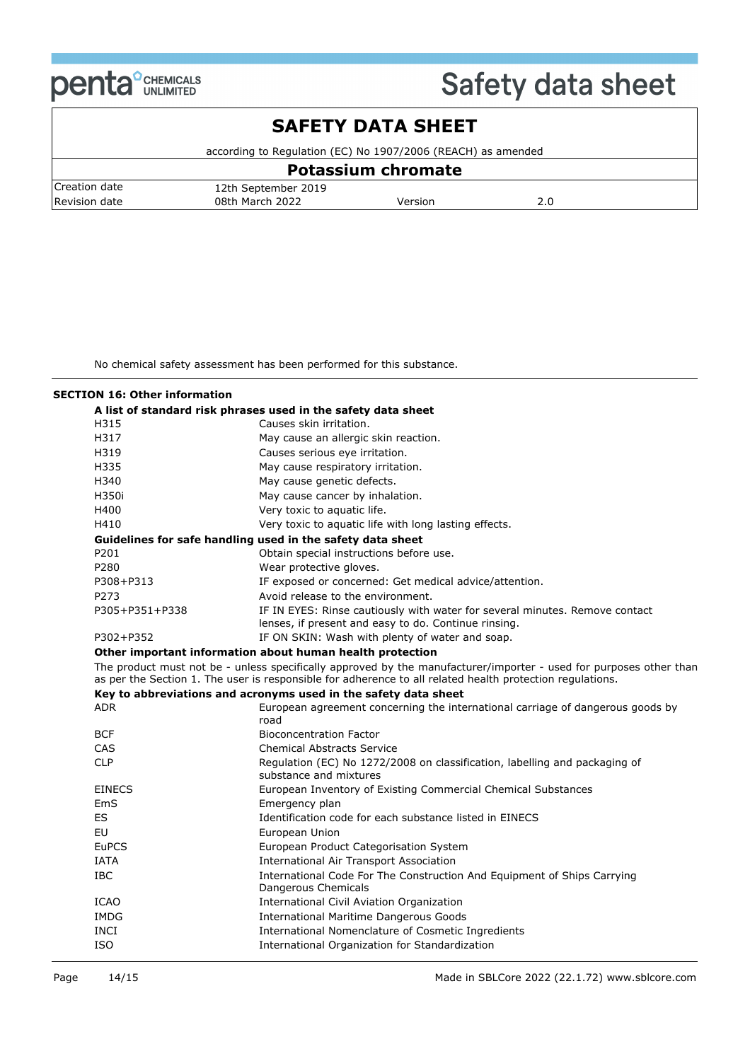No chemical safety assessment has been performed for this substance.

## SECTION 16: Other information

**A list of standard risk phrases used in the safety data sheet**

| | |
|---|---|
| H315 | Causes skin irritation. |
| H317 | May cause an allergic skin reaction. |
| H319 | Causes serious eye irritation. |
| H335 | May cause respiratory irritation. |
| H340 | May cause genetic defects. |
| H350i | May cause cancer by inhalation. |
| H400 | Very toxic to aquatic life. |
| H410 | Very toxic to aquatic life with long lasting effects. |

**Guidelines for safe handling used in the safety data sheet**

| | |
|---|---|
| P201 | Obtain special instructions before use. |
| P280 | Wear protective gloves. |
| P308+P313 | IF exposed or concerned: Get medical advice/attention. |
| P273 | Avoid release to the environment. |
| P305+P351+P338 | IF IN EYES: Rinse cautiously with water for several minutes. Remove contact lenses, if present and easy to do. Continue rinsing. |
| P302+P352 | IF ON SKIN: Wash with plenty of water and soap. |

**Other important information about human health protection**

The product must not be - unless specifically approved by the manufacturer/importer - used for purposes other than as per the Section 1. The user is responsible for adherence to all related health protection regulations.

**Key to abbreviations and acronyms used in the safety data sheet**

| | |
|---|---|
| ADR | European agreement concerning the international carriage of dangerous goods by road |
| BCF | Bioconcentration Factor |
| CAS | Chemical Abstracts Service |
| CLP | Regulation (EC) No 1272/2008 on classification, labelling and packaging of substance and mixtures |
| EINECS | European Inventory of Existing Commercial Chemical Substances |
| EmS | Emergency plan |
| ES | Identification code for each substance listed in EINECS |
| EU | European Union |
| EuPCS | European Product Categorisation System |
| IATA | International Air Transport Association |
| IBC | International Code For The Construction And Equipment of Ships Carrying Dangerous Chemicals |
| ICAO | International Civil Aviation Organization |
| IMDG | International Maritime Dangerous Goods |
| INCI | International Nomenclature of Cosmetic Ingredients |
| ISO | International Organization for Standardization |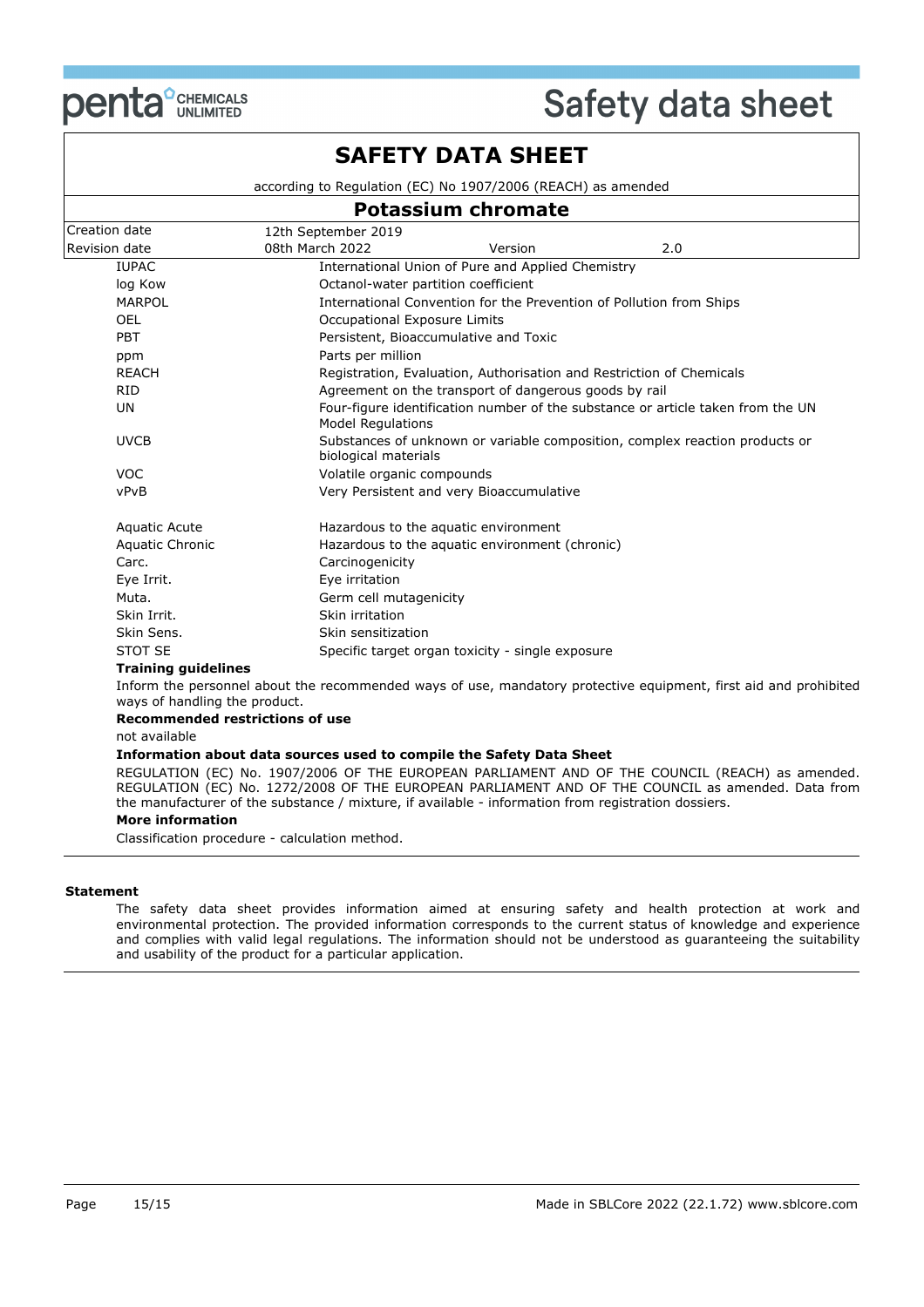| | |
|---|---|
| IUPAC | International Union of Pure and Applied Chemistry |
| log Kow | Octanol-water partition coefficient |
| MARPOL | International Convention for the Prevention of Pollution from Ships |
| OEL | Occupational Exposure Limits |
| PBT | Persistent, Bioaccumulative and Toxic |
| ppm | Parts per million |
| REACH | Registration, Evaluation, Authorisation and Restriction of Chemicals |
| RID | Agreement on the transport of dangerous goods by rail |
| UN | Four-figure identification number of the substance or article taken from the UN Model Regulations |
| UVCB | Substances of unknown or variable composition, complex reaction products or biological materials |
| VOC | Volatile organic compounds |
| vPvB | Very Persistent and very Bioaccumulative |

| | |
|---|---|
| Aquatic Acute | Hazardous to the aquatic environment |
| Aquatic Chronic | Hazardous to the aquatic environment (chronic) |
| Carc. | Carcinogenicity |
| Eye Irrit. | Eye irritation |
| Muta. | Germ cell mutagenicity |
| Skin Irrit. | Skin irritation |
| Skin Sens. | Skin sensitization |
| STOT SE | Specific target organ toxicity - single exposure |

**Training guidelines**

Inform the personnel about the recommended ways of use, mandatory protective equipment, first aid and prohibited ways of handling the product.

**Recommended restrictions of use**

not available

**Information about data sources used to compile the Safety Data Sheet**

REGULATION (EC) No. 1907/2006 OF THE EUROPEAN PARLIAMENT AND OF THE COUNCIL (REACH) as amended. REGULATION (EC) No. 1272/2008 OF THE EUROPEAN PARLIAMENT AND OF THE COUNCIL as amended. Data from the manufacturer of the substance / mixture, if available - information from registration dossiers.

**More information**

Classification procedure - calculation method.

---

**Statement**

The safety data sheet provides information aimed at ensuring safety and health protection at work and environmental protection. The provided information corresponds to the current status of knowledge and experience and complies with valid legal regulations. The information should not be understood as guaranteeing the suitability and usability of the product for a particular application.